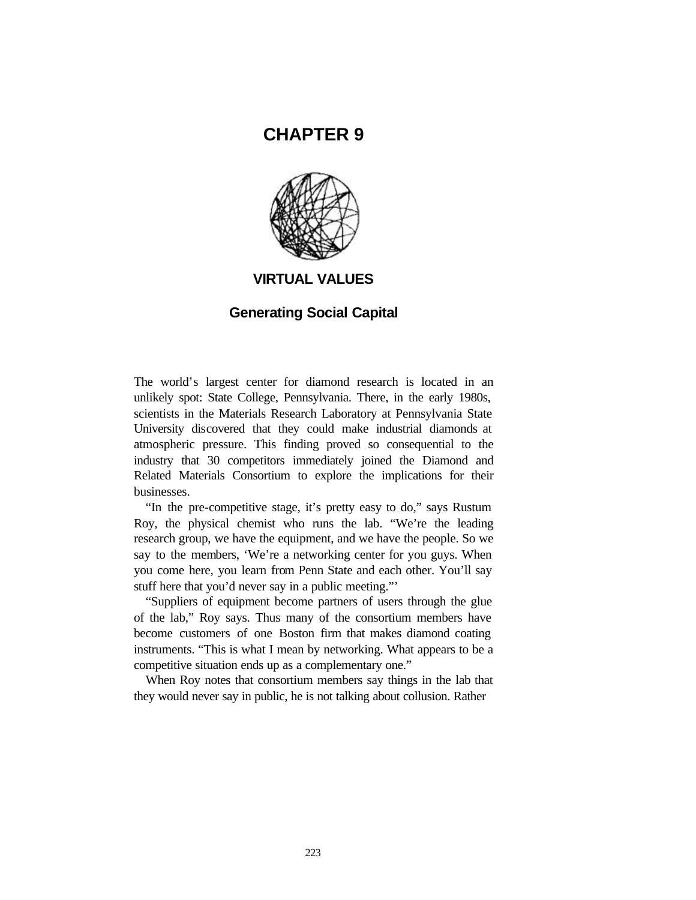# CHAPTER 9

## VIRTUAL VALUES

### Generating Social Capital

The world's largest center for diamond research is located in an unlikely spot: State College, Pennsylvania. There, in the early 1980s, scientists in the Materials Research Laboratory at Pennsylvania State University discovered that they could make industrial diamonds at atmospheric pressure. This finding proved so consequential to the industry that 30 competitors immediately joined the Diamond and Related Materials Consortium to explore the implications for their businesses.

"In the pre-competitive stage, it's pretty easy to do," says Rustum Roy, the physical chemist who runs the lab. "We're the leading research group, we have the equipment, and we have the people. So we say to the members, 'We're a networking center for you guys. When you come here, you learn from Penn State and each other. You'll say stuff here that you'd never say in a public meeting.'"

"Suppliers of equipment become partners of users through the glue of the lab," Roy says. Thus many of the consortium members have become customers of one Boston firm that makes diamond coating instruments. "This is what I mean by networking. What appears to be a competitive situation ends up as a complementary one."

When Roy notes that consortium members say things in the lab that they would never say in public, he is not talking about collusion. Rather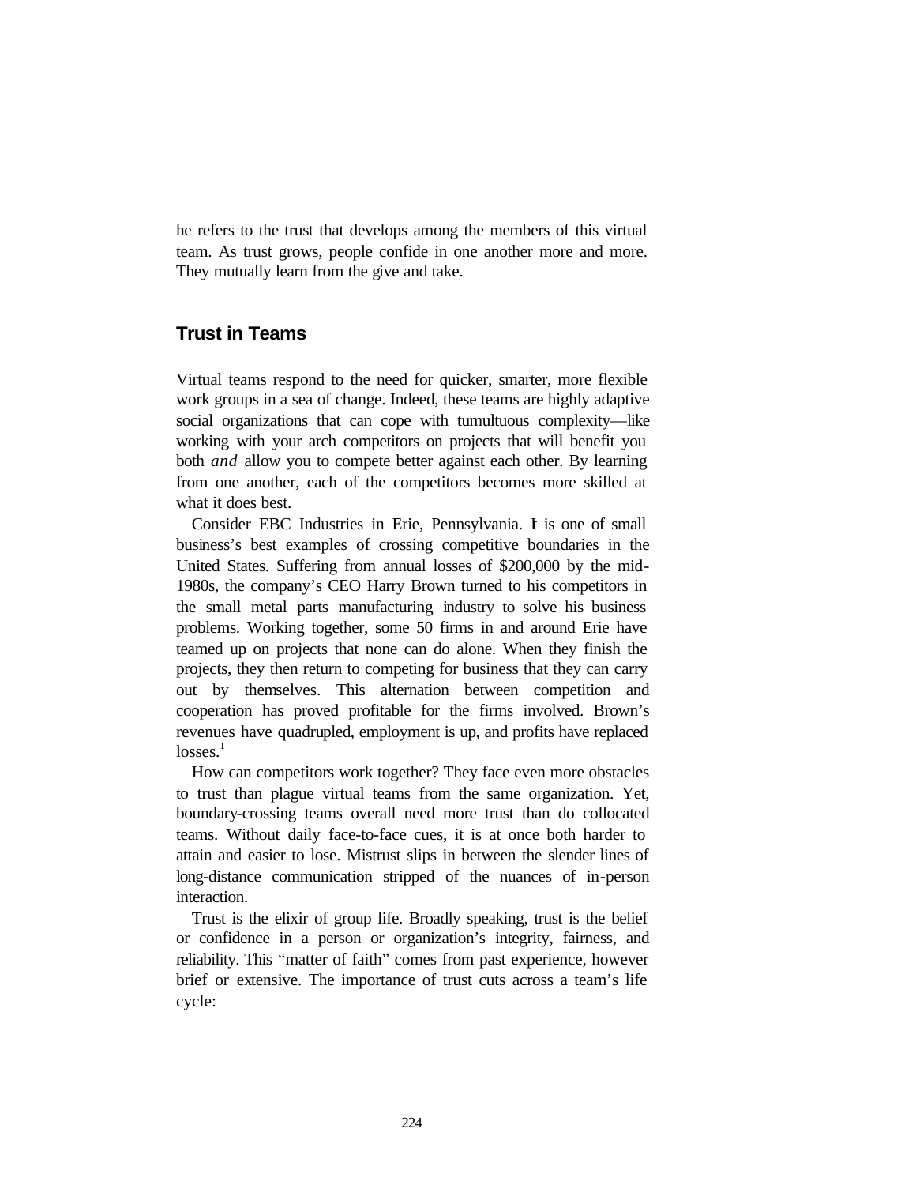he refers to the trust that develops among the members of this virtual team. As trust grows, people confide in one another more and more. They mutually learn from the give and take.

## Trust in Teams

Virtual teams respond to the need for quicker, smarter, more flexible work groups in a sea of change. Indeed, these teams are highly adaptive social organizations that can cope with tumultuous complexity—like working with your arch competitors on projects that will benefit you both *and* allow you to compete better against each other. By learning from one another, each of the competitors becomes more skilled at what it does best.

Consider EBC Industries in Erie, Pennsylvania. It is one of small business's best examples of crossing competitive boundaries in the United States. Suffering from annual losses of $200,000 by the mid-1980s, the company's CEO Harry Brown turned to his competitors in the small metal parts manufacturing industry to solve his business problems. Working together, some 50 firms in and around Erie have teamed up on projects that none can do alone. When they finish the projects, they then return to competing for business that they can carry out by themselves. This alternation between competition and cooperation has proved profitable for the firms involved. Brown's revenues have quadrupled, employment is up, and profits have replaced losses.[1]

How can competitors work together? They face even more obstacles to trust than plague virtual teams from the same organization. Yet, boundary-crossing teams overall need more trust than do collocated teams. Without daily face-to-face cues, it is at once both harder to attain and easier to lose. Mistrust slips in between the slender lines of long-distance communication stripped of the nuances of in-person interaction.

Trust is the elixir of group life. Broadly speaking, trust is the belief or confidence in a person or organization's integrity, fairness, and reliability. This "matter of faith" comes from past experience, however brief or extensive. The importance of trust cuts across a team's life cycle: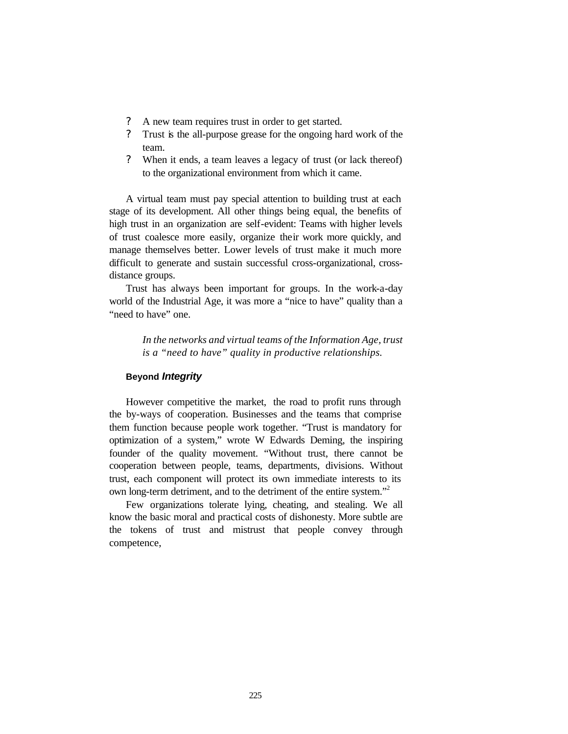- A new team requires trust in order to get started.
- Trust is the all-purpose grease for the ongoing hard work of the team.
- When it ends, a team leaves a legacy of trust (or lack thereof) to the organizational environment from which it came.

A virtual team must pay special attention to building trust at each stage of its development. All other things being equal, the benefits of high trust in an organization are self-evident: Teams with higher levels of trust coalesce more easily, organize their work more quickly, and manage themselves better. Lower levels of trust make it much more difficult to generate and sustain successful cross-organizational, cross-distance groups.

Trust has always been important for groups. In the work-a-day world of the Industrial Age, it was more a "nice to have" quality than a "need to have" one.

> *In the networks and virtual teams of the Information Age, trust is a "need to have" quality in productive relationships.*

### Beyond *Integrity*

However competitive the market, the road to profit runs through the by-ways of cooperation. Businesses and the teams that comprise them function because people work together. "Trust is mandatory for optimization of a system," wrote W Edwards Deming, the inspiring founder of the quality movement. "Without trust, there cannot be cooperation between people, teams, departments, divisions. Without trust, each component will protect its own immediate interests to its own long-term detriment, and to the detriment of the entire system."[2]

Few organizations tolerate lying, cheating, and stealing. We all know the basic moral and practical costs of dishonesty. More subtle are the tokens of trust and mistrust that people convey through competence,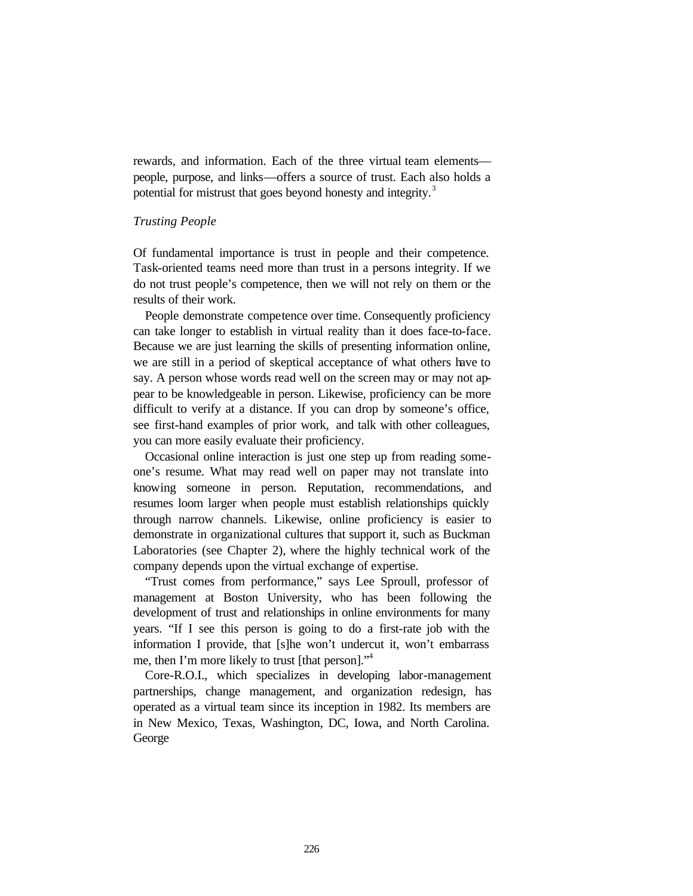rewards, and information. Each of the three virtual team elements—people, purpose, and links—offers a source of trust. Each also holds a potential for mistrust that goes beyond honesty and integrity.[3]

*Trusting People*

Of fundamental importance is trust in people and their competence. Task-oriented teams need more than trust in a persons integrity. If we do not trust people's competence, then we will not rely on them or the results of their work.

People demonstrate competence over time. Consequently proficiency can take longer to establish in virtual reality than it does face-to-face. Because we are just learning the skills of presenting information online, we are still in a period of skeptical acceptance of what others have to say. A person whose words read well on the screen may or may not appear to be knowledgeable in person. Likewise, proficiency can be more difficult to verify at a distance. If you can drop by someone's office, see first-hand examples of prior work, and talk with other colleagues, you can more easily evaluate their proficiency.

Occasional online interaction is just one step up from reading someone's resume. What may read well on paper may not translate into knowing someone in person. Reputation, recommendations, and resumes loom larger when people must establish relationships quickly through narrow channels. Likewise, online proficiency is easier to demonstrate in organizational cultures that support it, such as Buckman Laboratories (see Chapter 2), where the highly technical work of the company depends upon the virtual exchange of expertise.

"Trust comes from performance," says Lee Sproull, professor of management at Boston University, who has been following the development of trust and relationships in online environments for many years. "If I see this person is going to do a first-rate job with the information I provide, that [s]he won't undercut it, won't embarrass me, then I'm more likely to trust [that person]."[4]

Core-R.O.I., which specializes in developing labor-management partnerships, change management, and organization redesign, has operated as a virtual team since its inception in 1982. Its members are in New Mexico, Texas, Washington, DC, Iowa, and North Carolina. George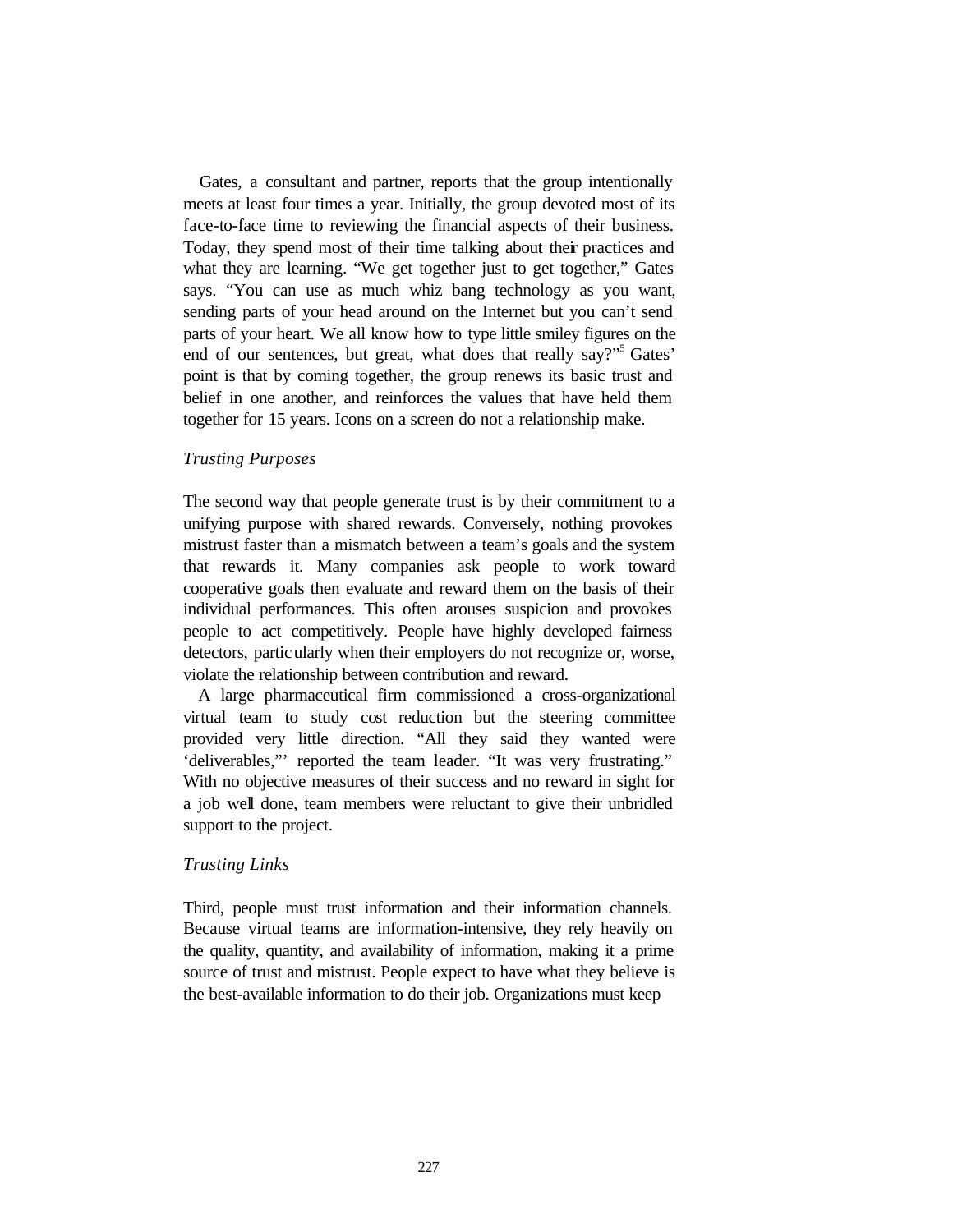Gates, a consultant and partner, reports that the group intentionally meets at least four times a year. Initially, the group devoted most of its face-to-face time to reviewing the financial aspects of their business. Today, they spend most of their time talking about their practices and what they are learning. "We get together just to get together," Gates says. "You can use as much whiz bang technology as you want, sending parts of your head around on the Internet but you can't send parts of your heart. We all know how to type little smiley figures on the end of our sentences, but great, what does that really say?"[5] Gates' point is that by coming together, the group renews its basic trust and belief in one another, and reinforces the values that have held them together for 15 years. Icons on a screen do not a relationship make.

### *Trusting Purposes*

The second way that people generate trust is by their commitment to a unifying purpose with shared rewards. Conversely, nothing provokes mistrust faster than a mismatch between a team's goals and the system that rewards it. Many companies ask people to work toward cooperative goals then evaluate and reward them on the basis of their individual performances. This often arouses suspicion and provokes people to act competitively. People have highly developed fairness detectors, particularly when their employers do not recognize or, worse, violate the relationship between contribution and reward.

A large pharmaceutical firm commissioned a cross-organizational virtual team to study cost reduction but the steering committee provided very little direction. "All they said they wanted were 'deliverables,"' reported the team leader. "It was very frustrating." With no objective measures of their success and no reward in sight for a job well done, team members were reluctant to give their unbridled support to the project.

### *Trusting Links*

Third, people must trust information and their information channels. Because virtual teams are information-intensive, they rely heavily on the quality, quantity, and availability of information, making it a prime source of trust and mistrust. People expect to have what they believe is the best-available information to do their job. Organizations must keep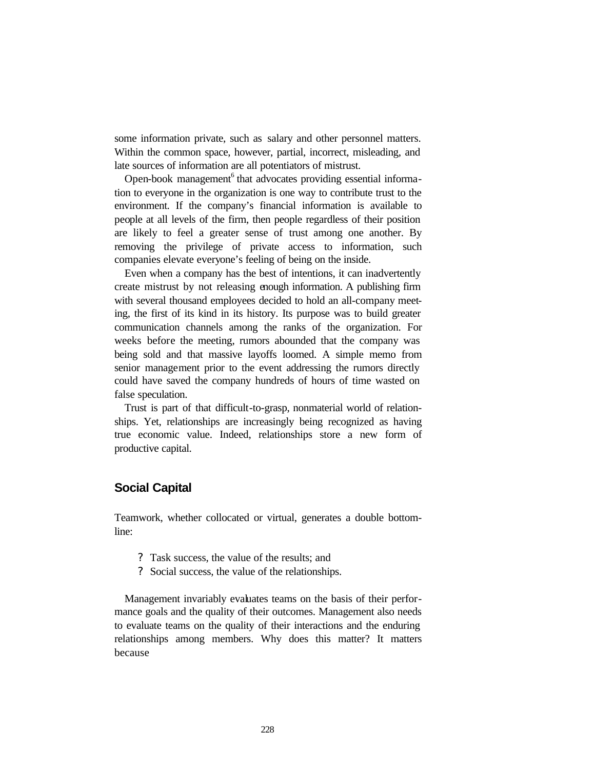some information private, such as salary and other personnel matters. Within the common space, however, partial, incorrect, misleading, and late sources of information are all potentiators of mistrust.

Open-book management[6] that advocates providing essential information to everyone in the organization is one way to contribute trust to the environment. If the company's financial information is available to people at all levels of the firm, then people regardless of their position are likely to feel a greater sense of trust among one another. By removing the privilege of private access to information, such companies elevate everyone's feeling of being on the inside.

Even when a company has the best of intentions, it can inadvertently create mistrust by not releasing enough information. A publishing firm with several thousand employees decided to hold an all-company meeting, the first of its kind in its history. Its purpose was to build greater communication channels among the ranks of the organization. For weeks before the meeting, rumors abounded that the company was being sold and that massive layoffs loomed. A simple memo from senior management prior to the event addressing the rumors directly could have saved the company hundreds of hours of time wasted on false speculation.

Trust is part of that difficult-to-grasp, nonmaterial world of relationships. Yet, relationships are increasingly being recognized as having true economic value. Indeed, relationships store a new form of productive capital.

## Social Capital

Teamwork, whether collocated or virtual, generates a double bottom-line:

- Task success, the value of the results; and
- Social success, the value of the relationships.

Management invariably evaluates teams on the basis of their performance goals and the quality of their outcomes. Management also needs to evaluate teams on the quality of their interactions and the enduring relationships among members. Why does this matter? It matters because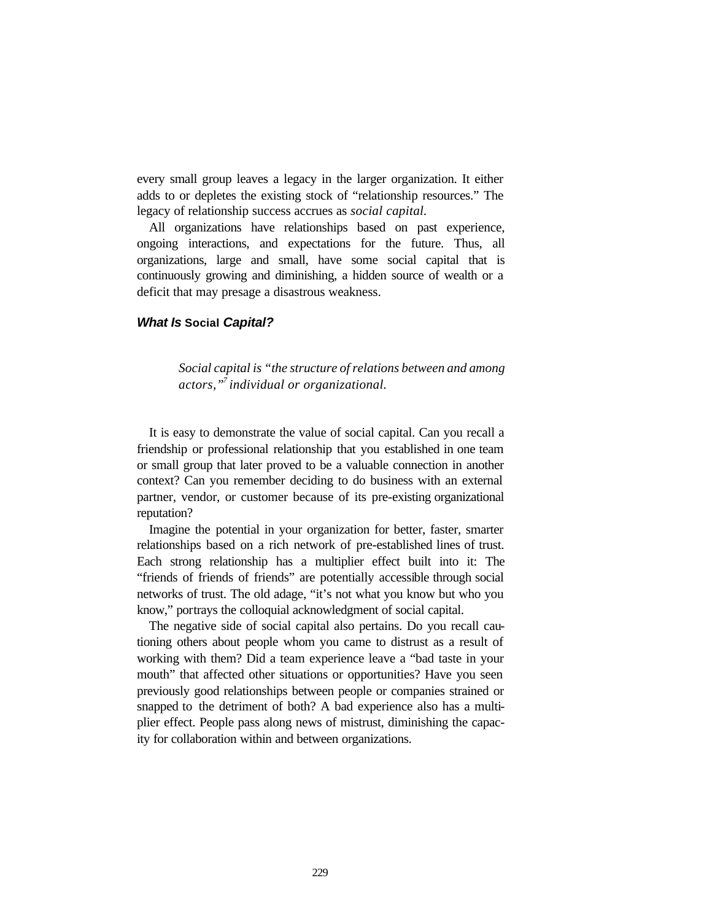every small group leaves a legacy in the larger organization. It either adds to or depletes the existing stock of "relationship resources." The legacy of relationship success accrues as *social capital.*

All organizations have relationships based on past experience, ongoing interactions, and expectations for the future. Thus, all organizations, large and small, have some social capital that is continuously growing and diminishing, a hidden source of wealth or a deficit that may presage a disastrous weakness.

### *What Is* Social *Capital?*

> *Social capital is "the structure of relations between and among actors,"[7] individual or organizational.*

It is easy to demonstrate the value of social capital. Can you recall a friendship or professional relationship that you established in one team or small group that later proved to be a valuable connection in another context? Can you remember deciding to do business with an external partner, vendor, or customer because of its pre-existing organizational reputation?

Imagine the potential in your organization for better, faster, smarter relationships based on a rich network of pre-established lines of trust. Each strong relationship has a multiplier effect built into it: The "friends of friends of friends" are potentially accessible through social networks of trust. The old adage, "it's not what you know but who you know," portrays the colloquial acknowledgment of social capital.

The negative side of social capital also pertains. Do you recall cautioning others about people whom you came to distrust as a result of working with them? Did a team experience leave a "bad taste in your mouth" that affected other situations or opportunities? Have you seen previously good relationships between people or companies strained or snapped to the detriment of both? A bad experience also has a multiplier effect. People pass along news of mistrust, diminishing the capacity for collaboration within and between organizations.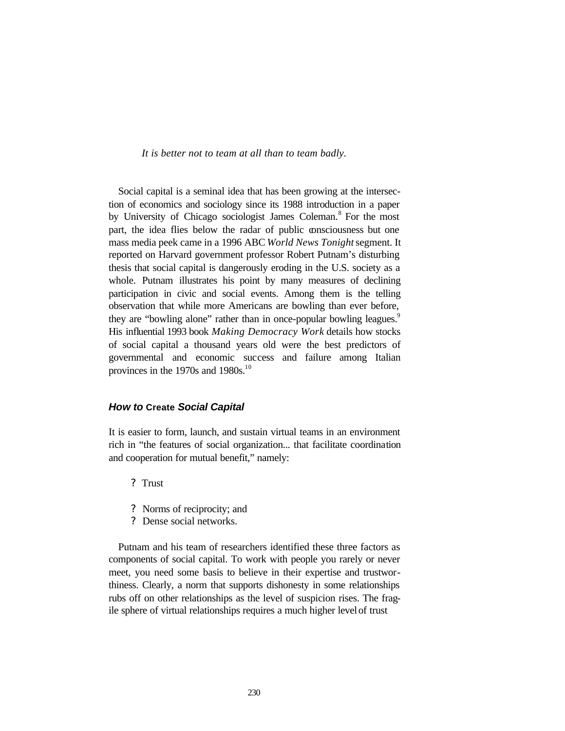*It is better not to team at all than to team badly.*

Social capital is a seminal idea that has been growing at the intersection of economics and sociology since its 1988 introduction in a paper by University of Chicago sociologist James Coleman.[8] For the most part, the idea flies below the radar of public consciousness but one mass media peek came in a 1996 ABC *World News Tonight* segment. It reported on Harvard government professor Robert Putnam's disturbing thesis that social capital is dangerously eroding in the U.S. society as a whole. Putnam illustrates his point by many measures of declining participation in civic and social events. Among them is the telling observation that while more Americans are bowling than ever before, they are "bowling alone" rather than in once-popular bowling leagues.[9] His influential 1993 book *Making Democracy Work* details how stocks of social capital a thousand years old were the best predictors of governmental and economic success and failure among Italian provinces in the 1970s and 1980s.[10]

### *How to* Create *Social Capital*

It is easier to form, launch, and sustain virtual teams in an environment rich in "the features of social organization... that facilitate coordination and cooperation for mutual benefit," namely:

- Trust
- Norms of reciprocity; and
- Dense social networks.

Putnam and his team of researchers identified these three factors as components of social capital. To work with people you rarely or never meet, you need some basis to believe in their expertise and trustworthiness. Clearly, a norm that supports dishonesty in some relationships rubs off on other relationships as the level of suspicion rises. The fragile sphere of virtual relationships requires a much higher level of trust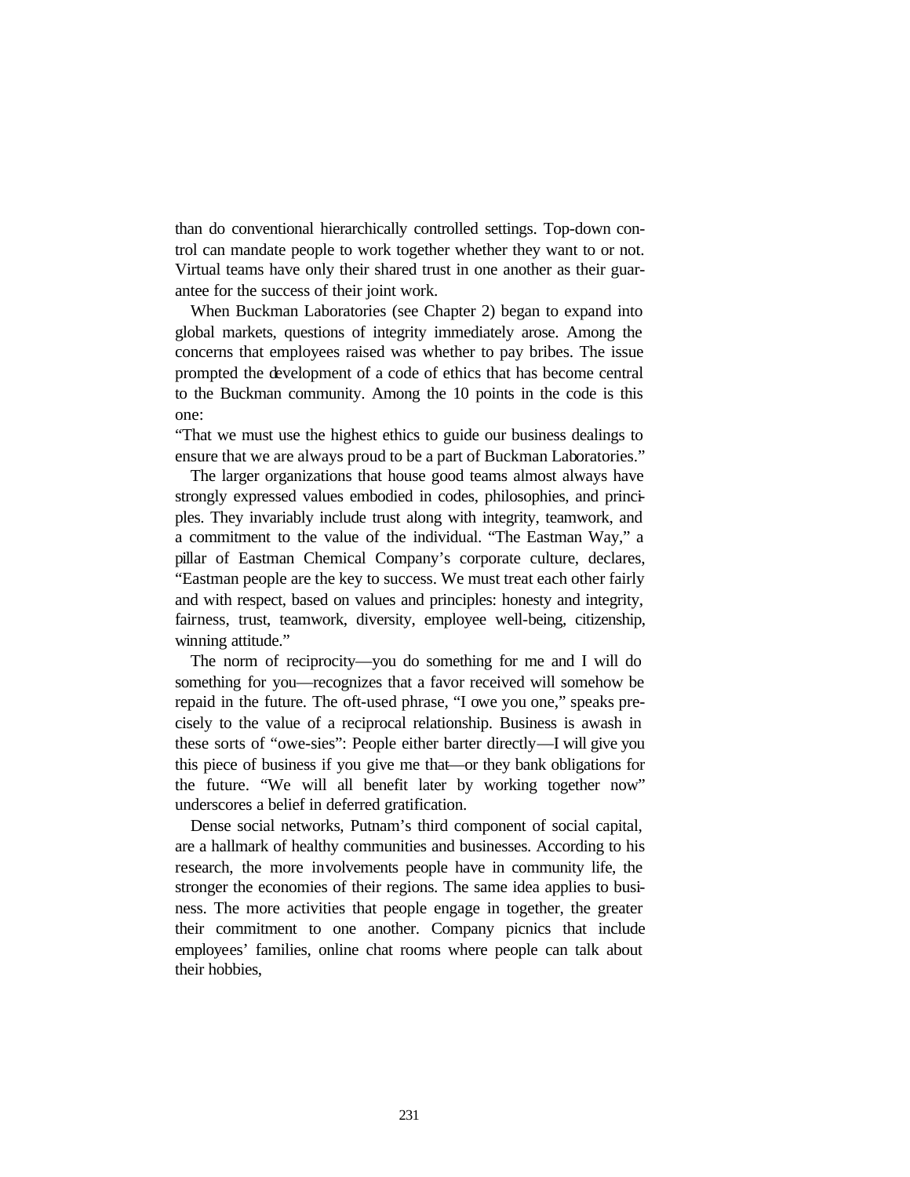than do conventional hierarchically controlled settings. Top-down control can mandate people to work together whether they want to or not. Virtual teams have only their shared trust in one another as their guarantee for the success of their joint work.

When Buckman Laboratories (see Chapter 2) began to expand into global markets, questions of integrity immediately arose. Among the concerns that employees raised was whether to pay bribes. The issue prompted the development of a code of ethics that has become central to the Buckman community. Among the 10 points in the code is this one:

"That we must use the highest ethics to guide our business dealings to ensure that we are always proud to be a part of Buckman Laboratories."

The larger organizations that house good teams almost always have strongly expressed values embodied in codes, philosophies, and principles. They invariably include trust along with integrity, teamwork, and a commitment to the value of the individual. "The Eastman Way," a pillar of Eastman Chemical Company's corporate culture, declares, "Eastman people are the key to success. We must treat each other fairly and with respect, based on values and principles: honesty and integrity, fairness, trust, teamwork, diversity, employee well-being, citizenship, winning attitude."

The norm of reciprocity—you do something for me and I will do something for you—recognizes that a favor received will somehow be repaid in the future. The oft-used phrase, "I owe you one," speaks precisely to the value of a reciprocal relationship. Business is awash in these sorts of "owe-sies": People either barter directly—I will give you this piece of business if you give me that—or they bank obligations for the future. "We will all benefit later by working together now" underscores a belief in deferred gratification.

Dense social networks, Putnam's third component of social capital, are a hallmark of healthy communities and businesses. According to his research, the more involvements people have in community life, the stronger the economies of their regions. The same idea applies to business. The more activities that people engage in together, the greater their commitment to one another. Company picnics that include employees' families, online chat rooms where people can talk about their hobbies,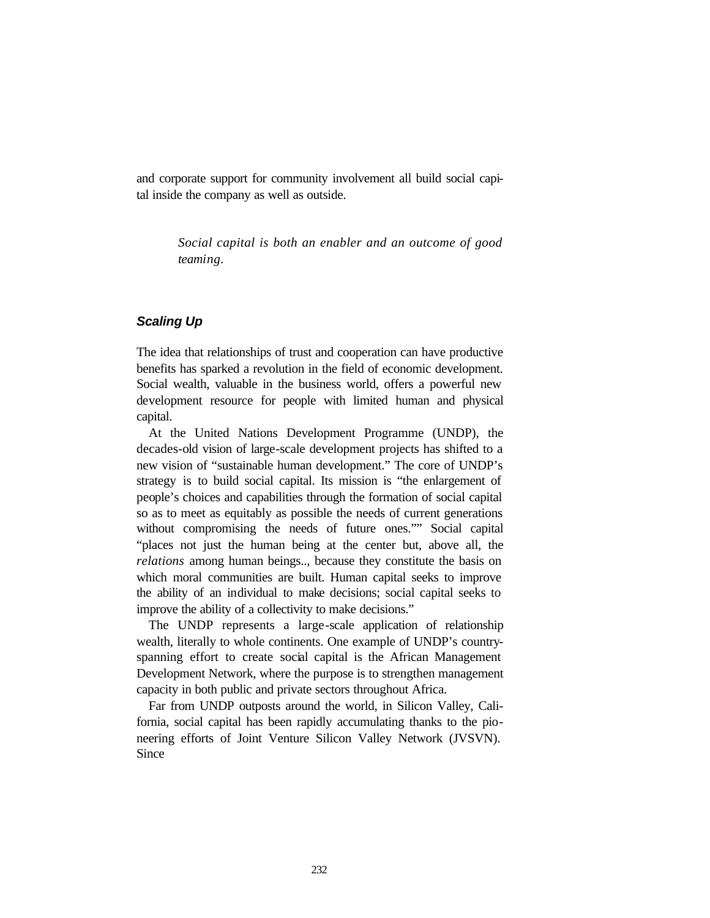and corporate support for community involvement all build social capital inside the company as well as outside.

> *Social capital is both an enabler and an outcome of good teaming.*

### *Scaling Up*

The idea that relationships of trust and cooperation can have productive benefits has sparked a revolution in the field of economic development. Social wealth, valuable in the business world, offers a powerful new development resource for people with limited human and physical capital.

At the United Nations Development Programme (UNDP), the decades-old vision of large-scale development projects has shifted to a new vision of "sustainable human development." The core of UNDP's strategy is to build social capital. Its mission is "the enlargement of people's choices and capabilities through the formation of social capital so as to meet as equitably as possible the needs of current generations without compromising the needs of future ones."" Social capital "places not just the human being at the center but, above all, the *relations* among human beings.., because they constitute the basis on which moral communities are built. Human capital seeks to improve the ability of an individual to make decisions; social capital seeks to improve the ability of a collectivity to make decisions."

The UNDP represents a large-scale application of relationship wealth, literally to whole continents. One example of UNDP's country-spanning effort to create social capital is the African Management Development Network, where the purpose is to strengthen management capacity in both public and private sectors throughout Africa.

Far from UNDP outposts around the world, in Silicon Valley, California, social capital has been rapidly accumulating thanks to the pioneering efforts of Joint Venture Silicon Valley Network (JVSVN). Since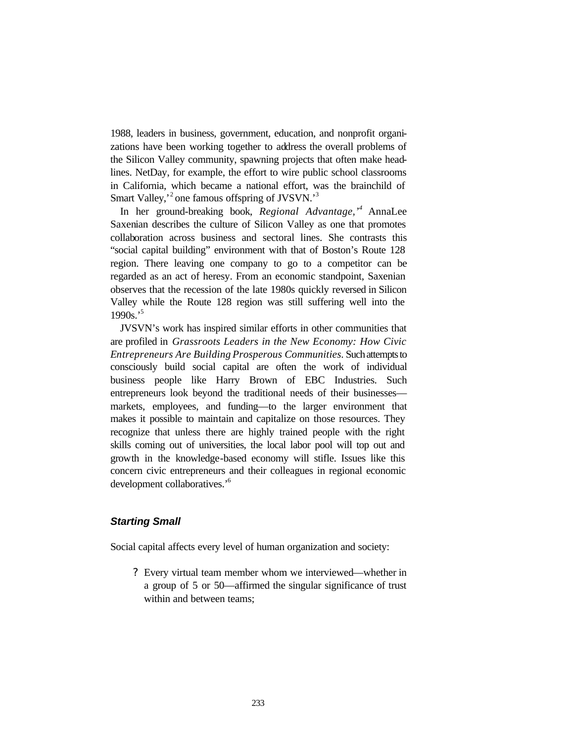1988, leaders in business, government, education, and nonprofit organizations have been working together to address the overall problems of the Silicon Valley community, spawning projects that often make headlines. NetDay, for example, the effort to wire public school classrooms in California, which became a national effort, was the brainchild of Smart Valley,'[2] one famous offspring of JVSVN.'[3]

In her ground-breaking book, *Regional Advantage,'[4]* AnnaLee Saxenian describes the culture of Silicon Valley as one that promotes collaboration across business and sectoral lines. She contrasts this "social capital building" environment with that of Boston's Route 128 region. There leaving one company to go to a competitor can be regarded as an act of heresy. From an economic standpoint, Saxenian observes that the recession of the late 1980s quickly reversed in Silicon Valley while the Route 128 region was still suffering well into the 1990s.'[5]

JVSVN's work has inspired similar efforts in other communities that are profiled in *Grassroots Leaders in the New Economy: How Civic Entrepreneurs Are Building Prosperous Communities.* Such attempts to consciously build social capital are often the work of individual business people like Harry Brown of EBC Industries. Such entrepreneurs look beyond the traditional needs of their businesses—markets, employees, and funding—to the larger environment that makes it possible to maintain and capitalize on those resources. They recognize that unless there are highly trained people with the right skills coming out of universities, the local labor pool will top out and growth in the knowledge-based economy will stifle. Issues like this concern civic entrepreneurs and their colleagues in regional economic development collaboratives.'[6]

### Starting Small

Social capital affects every level of human organization and society:

? Every virtual team member whom we interviewed—whether in a group of 5 or 50—affirmed the singular significance of trust within and between teams;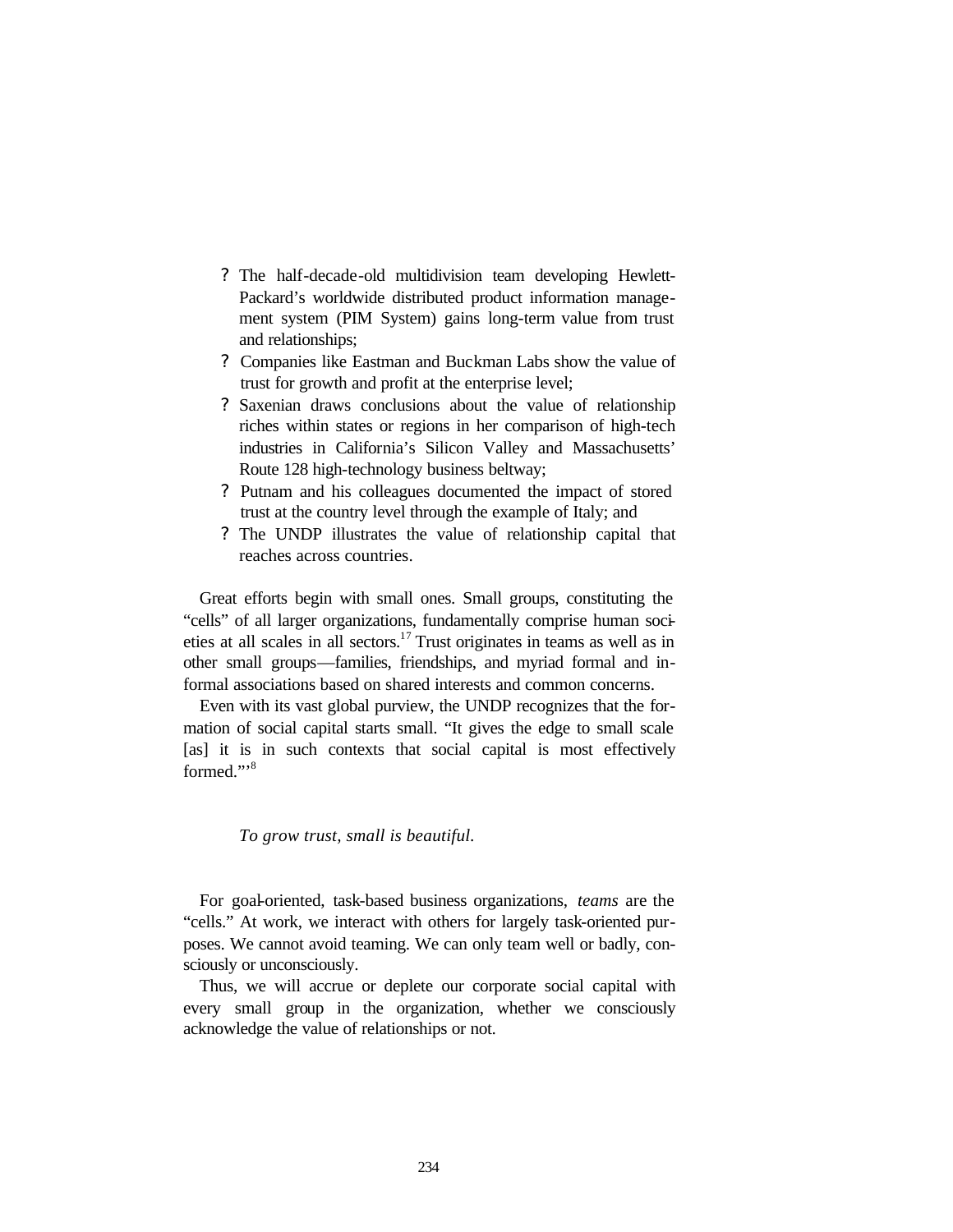- The half-decade-old multidivision team developing Hewlett-Packard's worldwide distributed product information management system (PIM System) gains long-term value from trust and relationships;
- Companies like Eastman and Buckman Labs show the value of trust for growth and profit at the enterprise level;
- Saxenian draws conclusions about the value of relationship riches within states or regions in her comparison of high-tech industries in California's Silicon Valley and Massachusetts' Route 128 high-technology business beltway;
- Putnam and his colleagues documented the impact of stored trust at the country level through the example of Italy; and
- The UNDP illustrates the value of relationship capital that reaches across countries.

Great efforts begin with small ones. Small groups, constituting the "cells" of all larger organizations, fundamentally comprise human societies at all scales in all sectors.[17] Trust originates in teams as well as in other small groups—families, friendships, and myriad formal and informal associations based on shared interests and common concerns.

Even with its vast global purview, the UNDP recognizes that the formation of social capital starts small. "It gives the edge to small scale [as] it is in such contexts that social capital is most effectively formed."'[8]

*To grow trust, small is beautiful.*

For goal-oriented, task-based business organizations, *teams* are the "cells." At work, we interact with others for largely task-oriented purposes. We cannot avoid teaming. We can only team well or badly, consciously or unconsciously.

Thus, we will accrue or deplete our corporate social capital with every small group in the organization, whether we consciously acknowledge the value of relationships or not.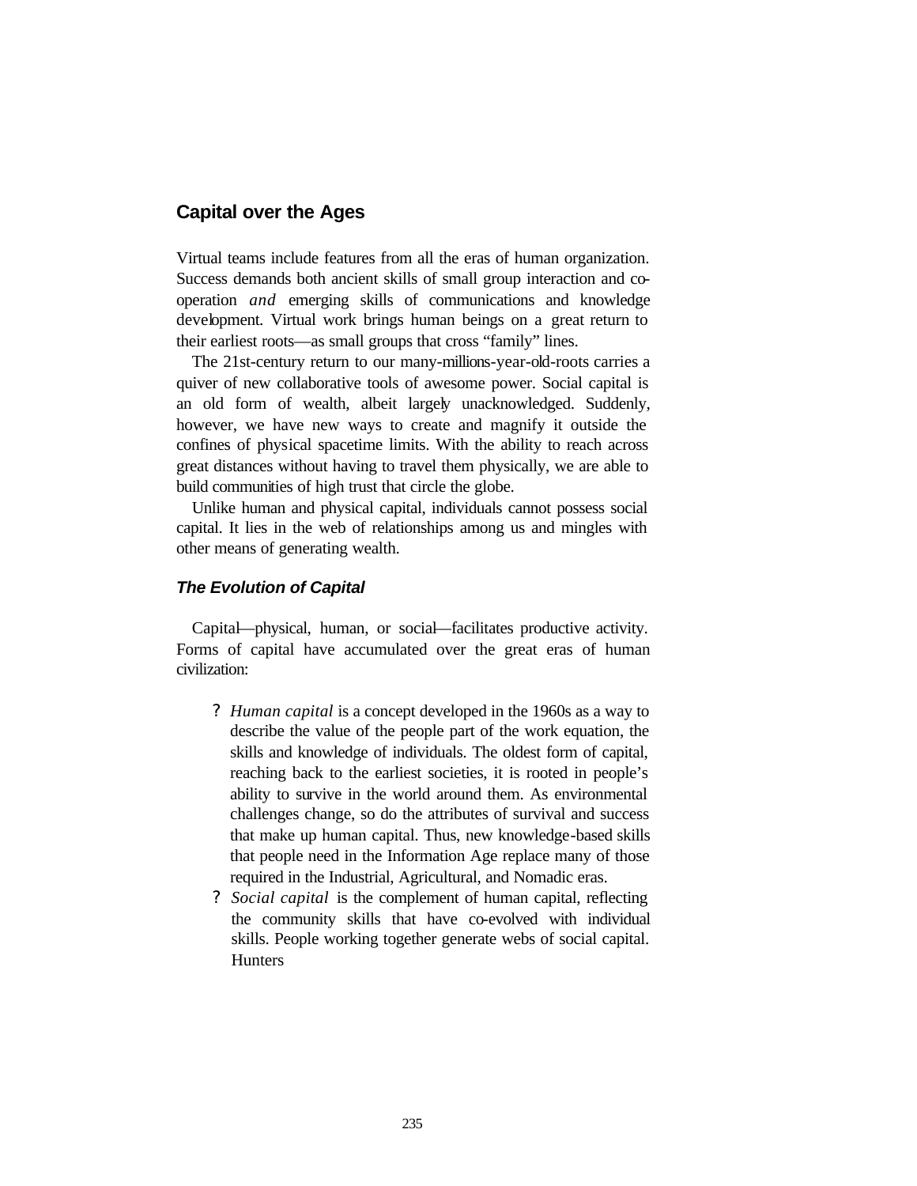## Capital over the Ages

Virtual teams include features from all the eras of human organization. Success demands both ancient skills of small group interaction and co-operation *and* emerging skills of communications and knowledge development. Virtual work brings human beings on a great return to their earliest roots—as small groups that cross "family" lines.

The 21st-century return to our many-millions-year-old-roots carries a quiver of new collaborative tools of awesome power. Social capital is an old form of wealth, albeit largely unacknowledged. Suddenly, however, we have new ways to create and magnify it outside the confines of physical spacetime limits. With the ability to reach across great distances without having to travel them physically, we are able to build communities of high trust that circle the globe.

Unlike human and physical capital, individuals cannot possess social capital. It lies in the web of relationships among us and mingles with other means of generating wealth.

### *The Evolution of Capital*

Capital—physical, human, or social—facilitates productive activity. Forms of capital have accumulated over the great eras of human civilization:

- *Human capital* is a concept developed in the 1960s as a way to describe the value of the people part of the work equation, the skills and knowledge of individuals. The oldest form of capital, reaching back to the earliest societies, it is rooted in people's ability to survive in the world around them. As environmental challenges change, so do the attributes of survival and success that make up human capital. Thus, new knowledge-based skills that people need in the Information Age replace many of those required in the Industrial, Agricultural, and Nomadic eras.
- *Social capital* is the complement of human capital, reflecting the community skills that have co-evolved with individual skills. People working together generate webs of social capital. Hunters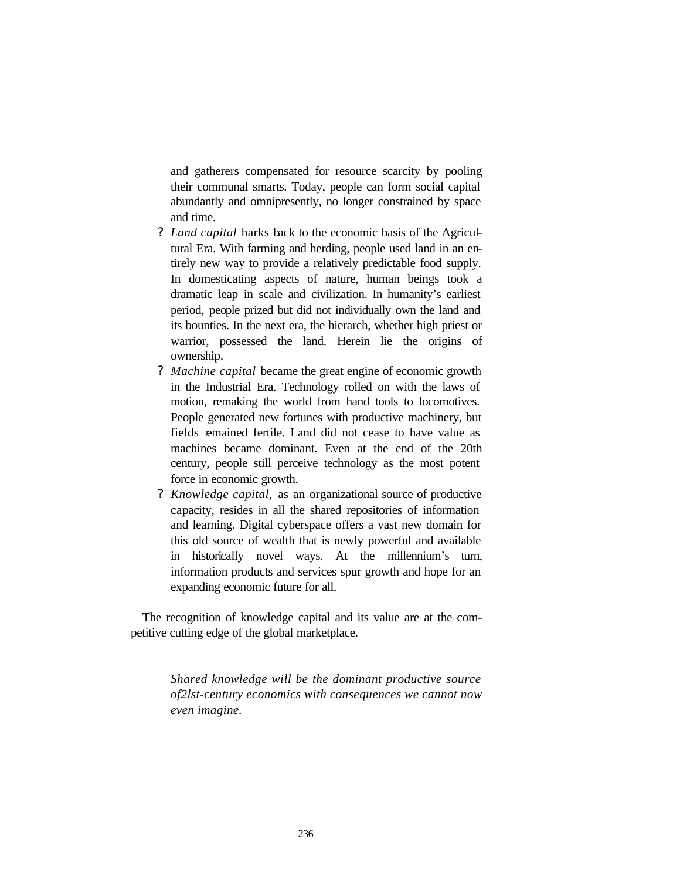and gatherers compensated for resource scarcity by pooling their communal smarts. Today, people can form social capital abundantly and omnipresently, no longer constrained by space and time.

- *Land capital* harks back to the economic basis of the Agricultural Era. With farming and herding, people used land in an entirely new way to provide a relatively predictable food supply. In domesticating aspects of nature, human beings took a dramatic leap in scale and civilization. In humanity's earliest period, people prized but did not individually own the land and its bounties. In the next era, the hierarch, whether high priest or warrior, possessed the land. Herein lie the origins of ownership.
- *Machine capital* became the great engine of economic growth in the Industrial Era. Technology rolled on with the laws of motion, remaking the world from hand tools to locomotives. People generated new fortunes with productive machinery, but fields remained fertile. Land did not cease to have value as machines became dominant. Even at the end of the 20th century, people still perceive technology as the most potent force in economic growth.
- *Knowledge capital,* as an organizational source of productive capacity, resides in all the shared repositories of information and learning. Digital cyberspace offers a vast new domain for this old source of wealth that is newly powerful and available in historically novel ways. At the millennium's turn, information products and services spur growth and hope for an expanding economic future for all.

The recognition of knowledge capital and its value are at the competitive cutting edge of the global marketplace.

> *Shared knowledge will be the dominant productive source of 21st-century economics with consequences we cannot now even imagine.*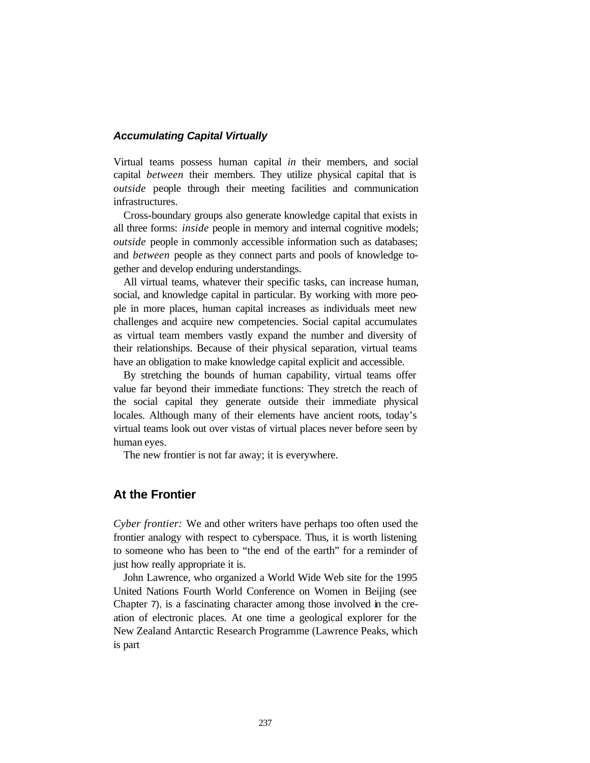### *Accumulating Capital Virtually*

Virtual teams possess human capital *in* their members, and social capital *between* their members. They utilize physical capital that is *outside* people through their meeting facilities and communication infrastructures.

Cross-boundary groups also generate knowledge capital that exists in all three forms: *inside* people in memory and internal cognitive models; *outside* people in commonly accessible information such as databases; and *between* people as they connect parts and pools of knowledge together and develop enduring understandings.

All virtual teams, whatever their specific tasks, can increase human, social, and knowledge capital in particular. By working with more people in more places, human capital increases as individuals meet new challenges and acquire new competencies. Social capital accumulates as virtual team members vastly expand the number and diversity of their relationships. Because of their physical separation, virtual teams have an obligation to make knowledge capital explicit and accessible.

By stretching the bounds of human capability, virtual teams offer value far beyond their immediate functions: They stretch the reach of the social capital they generate outside their immediate physical locales. Although many of their elements have ancient roots, today's virtual teams look out over vistas of virtual places never before seen by human eyes.

The new frontier is not far away; it is everywhere.

## At the Frontier

*Cyber frontier:* We and other writers have perhaps too often used the frontier analogy with respect to cyberspace. Thus, it is worth listening to someone who has been to "the end of the earth" for a reminder of just how really appropriate it is.

John Lawrence, who organized a World Wide Web site for the 1995 United Nations Fourth World Conference on Women in Beijing (see Chapter 7), is a fascinating character among those involved in the creation of electronic places. At one time a geological explorer for the New Zealand Antarctic Research Programme (Lawrence Peaks, which is part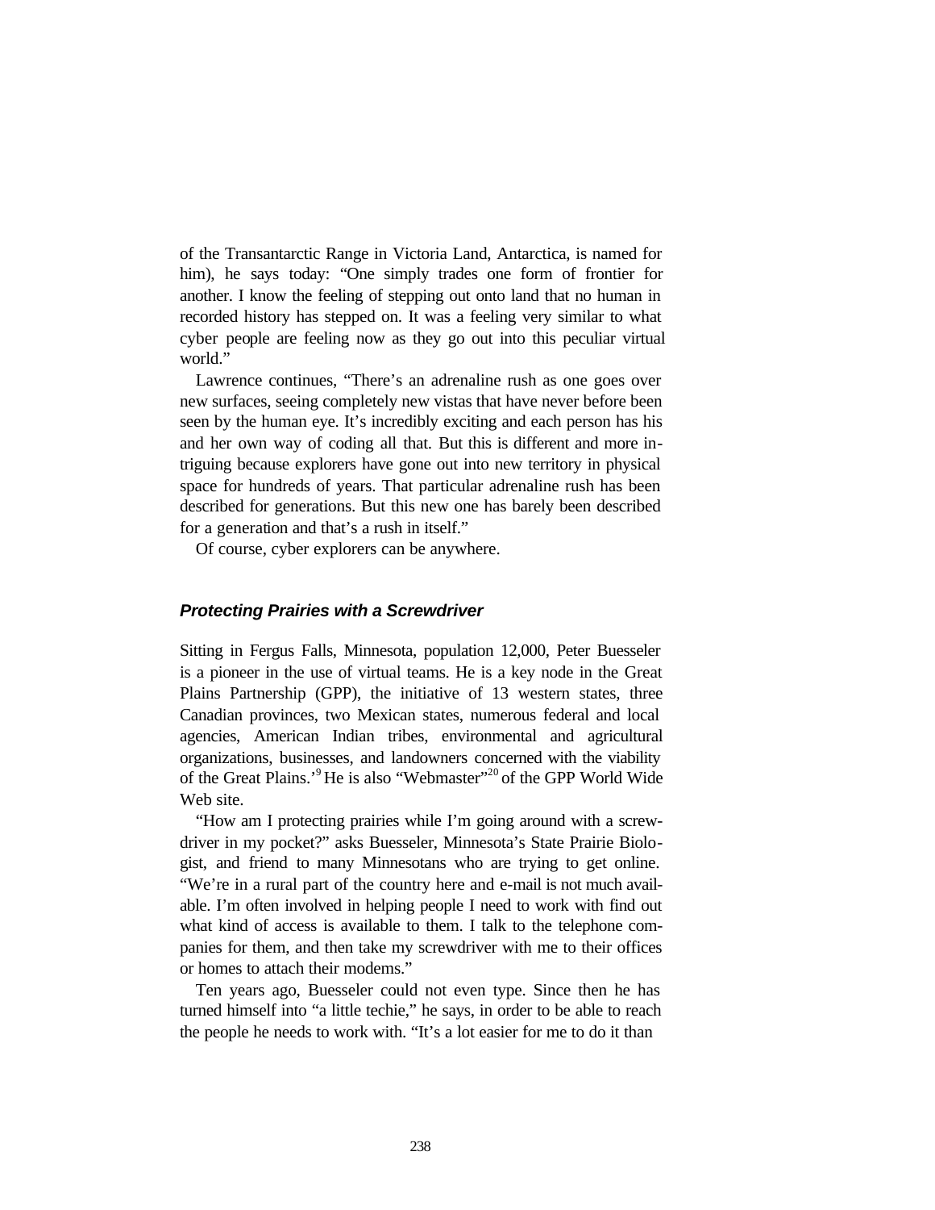of the Transantarctic Range in Victoria Land, Antarctica, is named for him), he says today: "One simply trades one form of frontier for another. I know the feeling of stepping out onto land that no human in recorded history has stepped on. It was a feeling very similar to what cyber people are feeling now as they go out into this peculiar virtual world."

Lawrence continues, "There's an adrenaline rush as one goes over new surfaces, seeing completely new vistas that have never before been seen by the human eye. It's incredibly exciting and each person has his and her own way of coding all that. But this is different and more intriguing because explorers have gone out into new territory in physical space for hundreds of years. That particular adrenaline rush has been described for generations. But this new one has barely been described for a generation and that's a rush in itself."

Of course, cyber explorers can be anywhere.

### *Protecting Prairies with a Screwdriver*

Sitting in Fergus Falls, Minnesota, population 12,000, Peter Buesseler is a pioneer in the use of virtual teams. He is a key node in the Great Plains Partnership (GPP), the initiative of 13 western states, three Canadian provinces, two Mexican states, numerous federal and local agencies, American Indian tribes, environmental and agricultural organizations, businesses, and landowners concerned with the viability of the Great Plains.'[9] He is also "Webmaster"[20] of the GPP World Wide Web site.

"How am I protecting prairies while I'm going around with a screwdriver in my pocket?" asks Buesseler, Minnesota's State Prairie Biologist, and friend to many Minnesotans who are trying to get online. "We're in a rural part of the country here and e-mail is not much available. I'm often involved in helping people I need to work with find out what kind of access is available to them. I talk to the telephone companies for them, and then take my screwdriver with me to their offices or homes to attach their modems."

Ten years ago, Buesseler could not even type. Since then he has turned himself into "a little techie," he says, in order to be able to reach the people he needs to work with. "It's a lot easier for me to do it than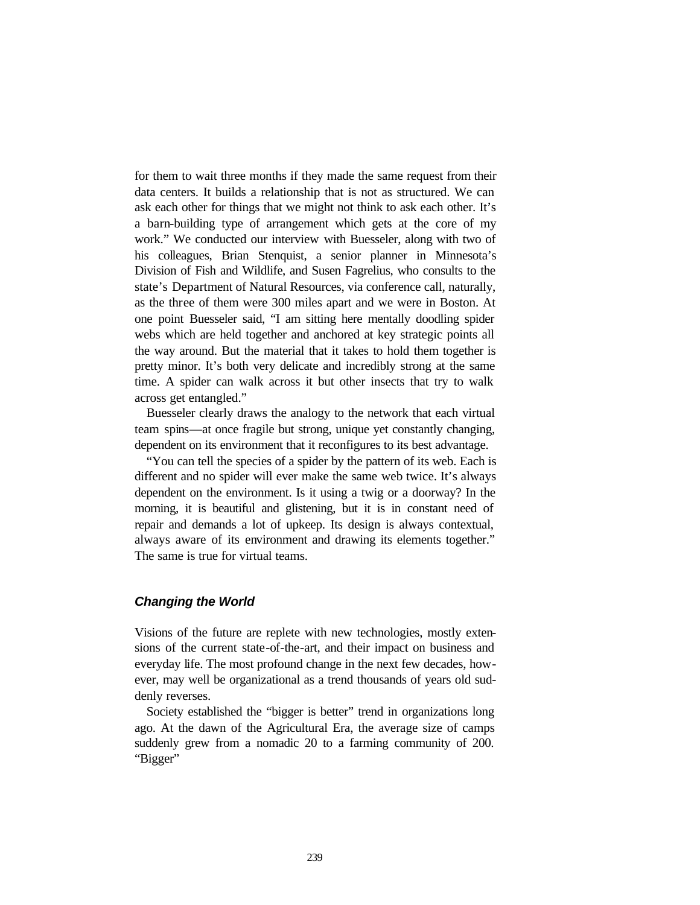for them to wait three months if they made the same request from their data centers. It builds a relationship that is not as structured. We can ask each other for things that we might not think to ask each other. It's a barn-building type of arrangement which gets at the core of my work." We conducted our interview with Buesseler, along with two of his colleagues, Brian Stenquist, a senior planner in Minnesota's Division of Fish and Wildlife, and Susen Fagrelius, who consults to the state's Department of Natural Resources, via conference call, naturally, as the three of them were 300 miles apart and we were in Boston. At one point Buesseler said, "I am sitting here mentally doodling spider webs which are held together and anchored at key strategic points all the way around. But the material that it takes to hold them together is pretty minor. It's both very delicate and incredibly strong at the same time. A spider can walk across it but other insects that try to walk across get entangled."

Buesseler clearly draws the analogy to the network that each virtual team spins—at once fragile but strong, unique yet constantly changing, dependent on its environment that it reconfigures to its best advantage.

"You can tell the species of a spider by the pattern of its web. Each is different and no spider will ever make the same web twice. It's always dependent on the environment. Is it using a twig or a doorway? In the morning, it is beautiful and glistening, but it is in constant need of repair and demands a lot of upkeep. Its design is always contextual, always aware of its environment and drawing its elements together." The same is true for virtual teams.

### *Changing the World*

Visions of the future are replete with new technologies, mostly extensions of the current state-of-the-art, and their impact on business and everyday life. The most profound change in the next few decades, however, may well be organizational as a trend thousands of years old suddenly reverses.

Society established the "bigger is better" trend in organizations long ago. At the dawn of the Agricultural Era, the average size of camps suddenly grew from a nomadic 20 to a farming community of 200. "Bigger"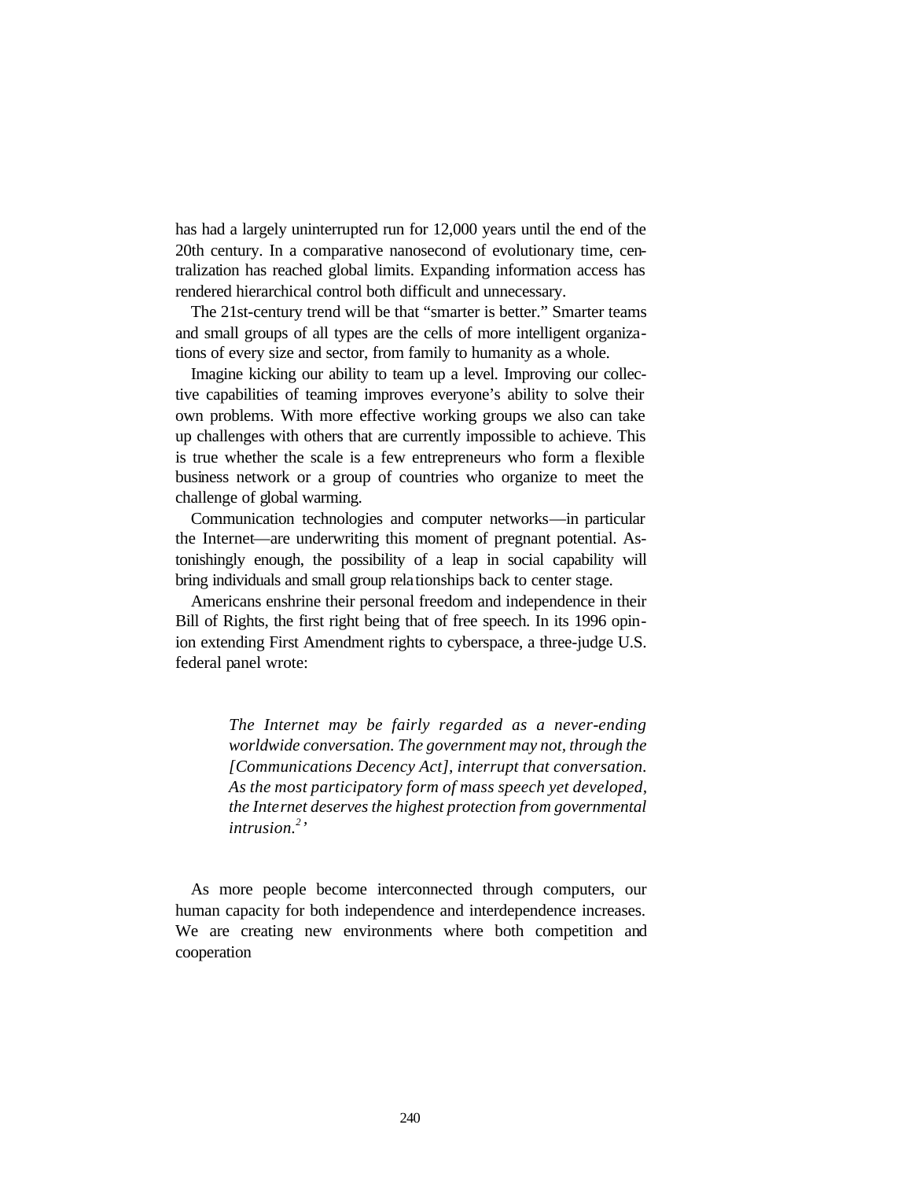has had a largely uninterrupted run for 12,000 years until the end of the 20th century. In a comparative nanosecond of evolutionary time, centralization has reached global limits. Expanding information access has rendered hierarchical control both difficult and unnecessary.

The 21st-century trend will be that "smarter is better." Smarter teams and small groups of all types are the cells of more intelligent organizations of every size and sector, from family to humanity as a whole.

Imagine kicking our ability to team up a level. Improving our collective capabilities of teaming improves everyone's ability to solve their own problems. With more effective working groups we also can take up challenges with others that are currently impossible to achieve. This is true whether the scale is a few entrepreneurs who form a flexible business network or a group of countries who organize to meet the challenge of global warming.

Communication technologies and computer networks—in particular the Internet—are underwriting this moment of pregnant potential. Astonishingly enough, the possibility of a leap in social capability will bring individuals and small group relationships back to center stage.

Americans enshrine their personal freedom and independence in their Bill of Rights, the first right being that of free speech. In its 1996 opinion extending First Amendment rights to cyberspace, a three-judge U.S. federal panel wrote:

> *The Internet may be fairly regarded as a never-ending worldwide conversation. The government may not, through the [Communications Decency Act], interrupt that conversation. As the most participatory form of mass speech yet developed, the Internet deserves the highest protection from governmental intrusion.*[2]'

As more people become interconnected through computers, our human capacity for both independence and interdependence increases. We are creating new environments where both competition and cooperation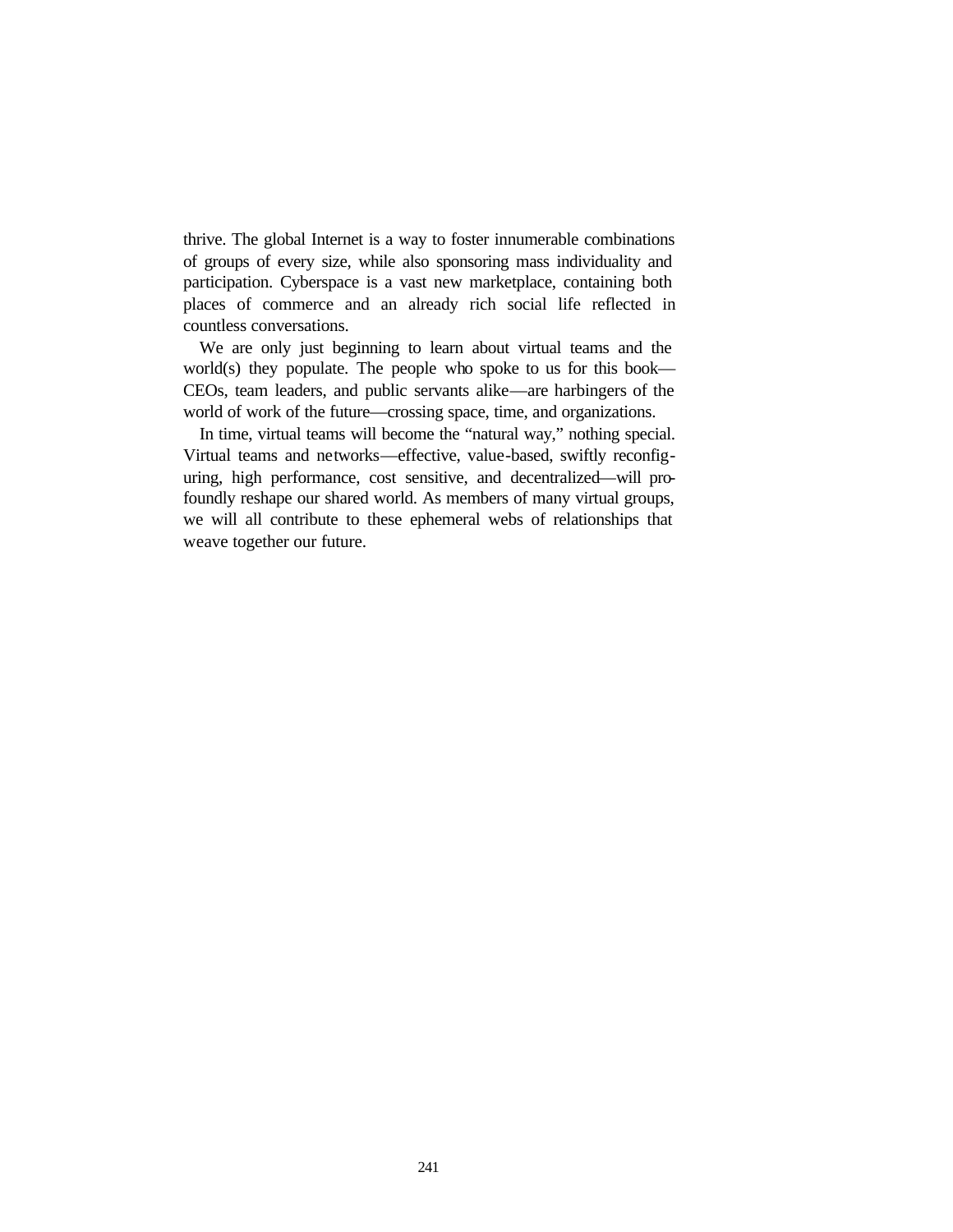thrive. The global Internet is a way to foster innumerable combinations of groups of every size, while also sponsoring mass individuality and participation. Cyberspace is a vast new marketplace, containing both places of commerce and an already rich social life reflected in countless conversations.

We are only just beginning to learn about virtual teams and the world(s) they populate. The people who spoke to us for this book—CEOs, team leaders, and public servants alike—are harbingers of the world of work of the future—crossing space, time, and organizations.

In time, virtual teams will become the "natural way," nothing special. Virtual teams and networks—effective, value-based, swiftly reconfiguring, high performance, cost sensitive, and decentralized—will profoundly reshape our shared world. As members of many virtual groups, we will all contribute to these ephemeral webs of relationships that weave together our future.